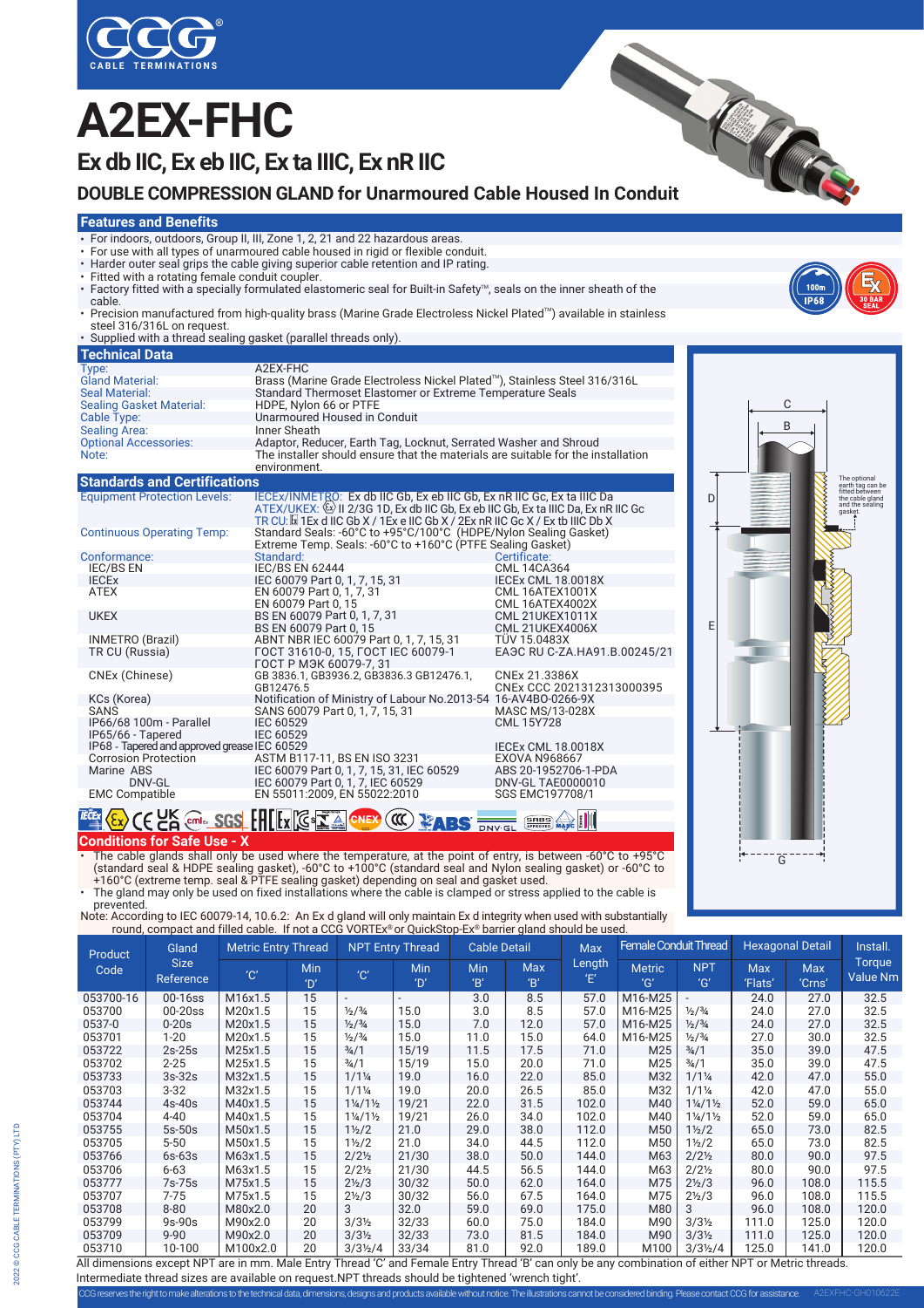# A2EX-FHC

## Ex db IIC, Ex eb IIC, Ex ta IIIC, Ex nR IIC

## DOUBLE COMPRESSION GLAND for Unarmoured Cable Housed In Conduit

### Features and Benefits

- For indoors, outdoors, Group II, III, Zone 1, 2, 21 and 22 hazardous areas.
- For use with all types of unarmoured cable housed in rigid or flexible conduit.
- Harder outer seal grips the cable giving superior cable retention and IP rating.
- Fitted with a rotating female conduit coupler.
- Factory fitted with a specially formulated elastomeric seal for Built-in Safety™, seals on the inner sheath of the cable.
- Precision manufactured from high-quality brass (Marine Grade Electroless Nickel Plated™) available in stainless steel 316/316L on request.
- Supplied with a thread sealing gasket (parallel threads only).

### Technical Data

| | |
|---|---|
| Type: | A2EX-FHC |
| Gland Material: | Brass (Marine Grade Electroless Nickel Plated™), Stainless Steel 316/316L |
| Seal Material: | Standard Thermoset Elastomer or Extreme Temperature Seals |
| Sealing Gasket Material: | HDPE, Nylon 66 or PTFE |
| Cable Type: | Unarmoured Housed in Conduit |
| Sealing Area: | Inner Sheath |
| Optional Accessories: | Adaptor, Reducer, Earth Tag, Locknut, Serrated Washer and Shroud |
| Note: | The installer should ensure that the materials are suitable for the installation environment. |

### Standards and Certifications

| | | |
|---|---|---|
| Equipment Protection Levels: | IECEx/INMETRO: Ex db IIC Gb, Ex eb IIC Gb, Ex nR IIC Gc, Ex ta IIIC Da<br>ATEX/UKEX: Ex II 2/3G 1D, Ex db IIC Gb, Ex eb IIC Gb, Ex ta IIIC Da, Ex nR IIC Gc<br>TR CU: 1Ex d IIC Gb X / 1Ex e IIC Gb X / 2Ex nR IIC Gc X / Ex tb IIIC Db X | |
| Continuous Operating Temp: | Standard Seals: -60°C to +95°C/100°C (HDPE/Nylon Sealing Gasket)<br>Extreme Temp. Seals: -60°C to +160°C (PTFE Sealing Gasket) | |
| Conformance: | Standard: | Certificate: |
| IEC/BS EN | IEC/BS EN 62444 | CML 14CA364 |
| IECEx | IEC 60079 Part 0, 1, 7, 15, 31 | IECEx CML 18.0018X |
| ATEX | EN 60079 Part 0, 1, 7, 31<br>EN 60079 Part 0, 15 | CML 16ATEX1001X<br>CML 16ATEX4002X |
| UKEX | BS EN 60079 Part 0, 1, 7, 31<br>BS EN 60079 Part 0, 15 | CML 21UKEX1011X<br>CML 21UKEX4006X |
| INMETRO (Brazil) | ABNT NBR IEC 60079 Part 0, 1, 7, 15, 31 | TÜV 15.0483X |
| TR CU (Russia) | ГОСТ 31610-0, 15, ГОСТ IEC 60079-1<br>ГОСТ Р МЭК 60079-7, 31 | ЕАЭС RU C-ZA.HA91.B.00245/21 |
| CNEx (Chinese) | GB 3836.1, GB3936.2, GB3836.3 GB12476.1, GB12476.5 | CNEx 21.3386X<br>CNEx CCC 2021312313000395 |
| KCs (Korea) | Notification of Ministry of Labour No.2013-54 | 16-AV4BO-0266-9X |
| SANS | SANS 60079 Part 0, 1, 7, 15, 31 | MASC MS/13-028X |
| IP66/68 100m - Parallel | IEC 60529 | CML 15Y728 |
| IP65/66 - Tapered | IEC 60529 | |
| IP68 - Tapered and approved grease | IEC 60529 | IECEx CML 18.0018X |
| Corrosion Protection | ASTM B117-11, BS EN ISO 3231 | EXOVA N968667 |
| Marine ABS | IEC 60079 Part 0, 1, 7, 15, 31, IEC 60529 | ABS 20-1952706-1-PDA |
| DNV-GL | IEC 60079 Part 0, 1, 7, IEC 60529 | DNV-GL TAE0000010 |
| EMC Compatible | EN 55011:2009, EN 55022:2010 | SGS EMC197708/1 |

### Conditions for Safe Use - X

- The cable glands shall only be used where the temperature, at the point of entry, is between -60°C to +95°C (standard seal & HDPE sealing gasket), -60°C to +100°C (standard seal and Nylon sealing gasket) or -60°C to +160°C (extreme temp. seal & PTFE sealing gasket) depending on seal and gasket used.
- The gland may only be used on fixed installations where the cable is clamped or stress applied to the cable is prevented.

Note: According to IEC 60079-14, 10.6.2: An Ex d gland will only maintain Ex d integrity when used with substantially round, compact and filled cable. If not a CCG VORTEX® or QuickStop-Ex® barrier gland should be used.

The optional earth tag can be fitted between the cable gland and the sealing gasket.

| Product Code | Gland Size Reference | Metric Entry Thread 'C' | Metric Entry Thread Min 'D' | NPT Entry Thread 'C' | NPT Entry Thread Min 'D' | Cable Detail Min 'B' | Cable Detail Max 'B' | Max Length 'E' | Female Conduit Thread Metric 'G' | Female Conduit Thread NPT 'G' | Hexagonal Detail Max 'Flats' | Hexagonal Detail Max 'Crns' | Install. Torque Value Nm |
|---|---|---|---|---|---|---|---|---|---|---|---|---|---|
| 053700-16 | 00-16ss | M16x1.5 | 15 | - | - | 3.0 | 8.5 | 57.0 | M16-M25 | - | 24.0 | 27.0 | 32.5 |
| 053700 | 00-20ss | M20x1.5 | 15 | ½/¾ | 15.0 | 3.0 | 8.5 | 57.0 | M16-M25 | ½/¾ | 24.0 | 27.0 | 32.5 |
| 0537-0 | 0-20s | M20x1.5 | 15 | ½/¾ | 15.0 | 7.0 | 12.0 | 57.0 | M16-M25 | ½/¾ | 24.0 | 27.0 | 32.5 |
| 053701 | 1-20 | M20x1.5 | 15 | ½/¾ | 15.0 | 11.0 | 15.0 | 64.0 | M16-M25 | ½/¾ | 27.0 | 30.0 | 32.5 |
| 053722 | 2s-25s | M25x1.5 | 15 | ¾/1 | 15/19 | 11.5 | 17.5 | 71.0 | M25 | ¾/1 | 35.0 | 39.0 | 47.5 |
| 053702 | 2-25 | M25x1.5 | 15 | ¾/1 | 15/19 | 15.0 | 20.0 | 71.0 | M25 | ¾/1 | 35.0 | 39.0 | 47.5 |
| 053733 | 3s-32s | M32x1.5 | 15 | 1/1¼ | 19.0 | 16.0 | 22.0 | 85.0 | M32 | 1/1¼ | 42.0 | 47.0 | 55.0 |
| 053703 | 3-32 | M32x1.5 | 15 | 1/1¼ | 19.0 | 20.0 | 26.5 | 85.0 | M32 | 1/1¼ | 42.0 | 47.0 | 55.0 |
| 053744 | 4s-40s | M40x1.5 | 15 | 1¼/1½ | 19/21 | 22.0 | 31.5 | 102.0 | M40 | 1¼/1½ | 52.0 | 59.0 | 65.0 |
| 053704 | 4-40 | M40x1.5 | 15 | 1¼/1½ | 19/21 | 26.0 | 34.0 | 102.0 | M40 | 1¼/1½ | 52.0 | 59.0 | 65.0 |
| 053755 | 5s-50s | M50x1.5 | 15 | 1½/2 | 21.0 | 29.0 | 38.0 | 112.0 | M50 | 1½/2 | 65.0 | 73.0 | 82.5 |
| 053705 | 5-50 | M50x1.5 | 15 | 1½/2 | 21.0 | 34.0 | 44.5 | 112.0 | M50 | 1½/2 | 65.0 | 73.0 | 82.5 |
| 053766 | 6s-63s | M63x1.5 | 15 | 2/2½ | 21/30 | 38.0 | 50.0 | 144.0 | M63 | 2/2½ | 80.0 | 90.0 | 97.5 |
| 053706 | 6-63 | M63x1.5 | 15 | 2/2½ | 21/30 | 44.5 | 56.5 | 144.0 | M63 | 2/2½ | 80.0 | 90.0 | 97.5 |
| 053777 | 7s-75s | M75x1.5 | 15 | 2½/3 | 30/32 | 50.0 | 62.0 | 164.0 | M75 | 2½/3 | 96.0 | 108.0 | 115.5 |
| 053707 | 7-75 | M75x1.5 | 15 | 2½/3 | 30/32 | 56.0 | 67.5 | 164.0 | M75 | 2½/3 | 96.0 | 108.0 | 115.5 |
| 053708 | 8-80 | M80x2.0 | 20 | 3 | 32.0 | 59.0 | 69.0 | 175.0 | M80 | 3 | 96.0 | 108.0 | 120.0 |
| 053799 | 9s-90s | M90x2.0 | 20 | 3/3½ | 32/33 | 60.0 | 75.0 | 184.0 | M90 | 3/3½ | 111.0 | 125.0 | 120.0 |
| 053709 | 9-90 | M90x2.0 | 20 | 3/3½ | 32/33 | 73.0 | 81.5 | 184.0 | M90 | 3/3½ | 111.0 | 125.0 | 120.0 |
| 053710 | 10-100 | M100x2.0 | 20 | 3/3½/4 | 33/34 | 81.0 | 89.0 | 189.0 | M100 | 3/3½/4 | 125.0 | 141.0 | 120.0 |

All dimensions except NPT are in mm. Male Entry Thread 'C' and Female Entry Thread 'B' can only be any combination of either NPT or Metric threads. Intermediate thread sizes are available on request. NPT threads should be tightened 'wrench tight'.

CCG reserves the right to make alterations to the technical data, dimensions, designs and products available without notice. The illustrations cannot be considered binding. Please contact CCG for assistance. A2EXFHC-GH010622E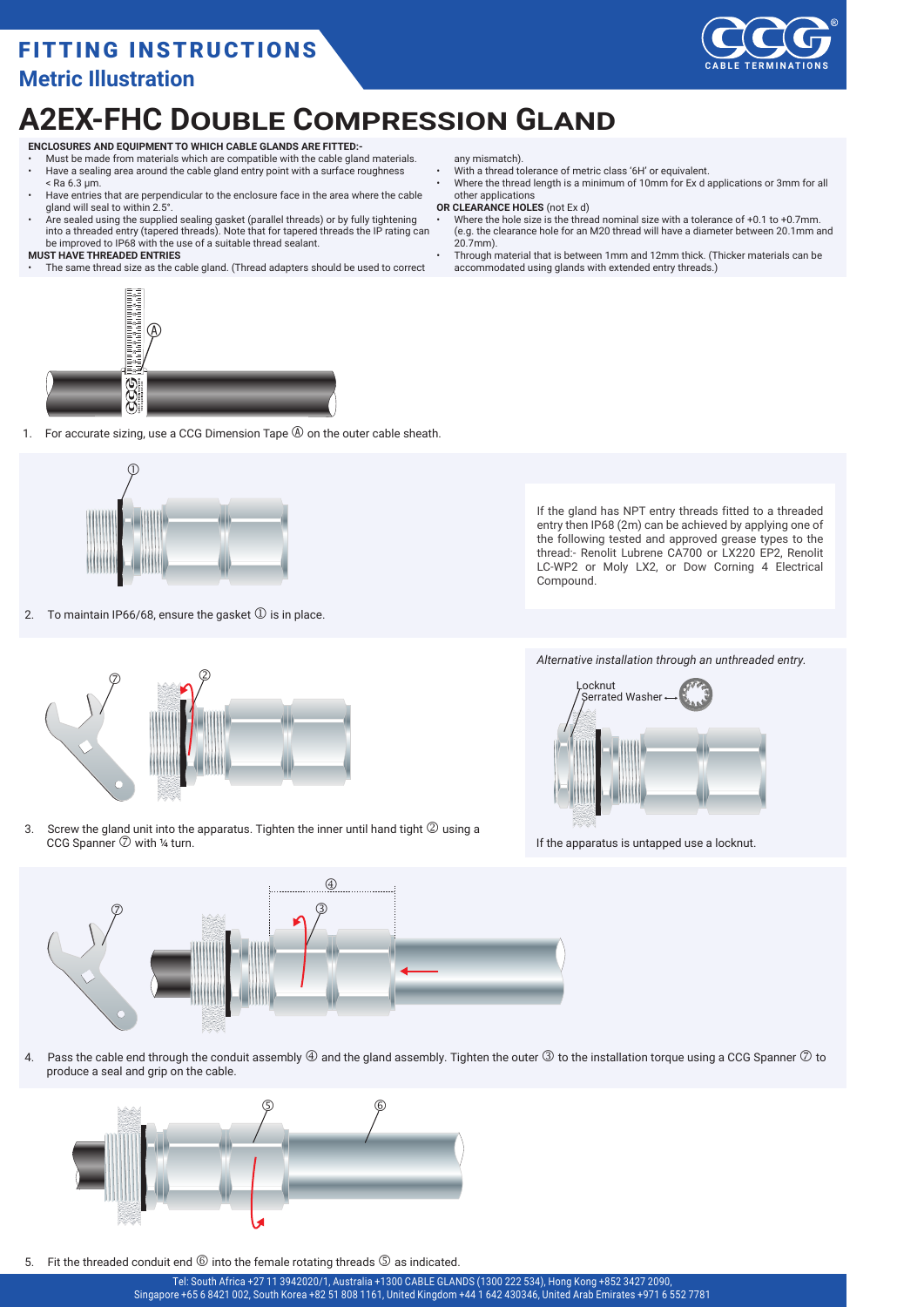# FITTING INSTRUCTIONS
## Metric Illustration

# A2EX-FHC Double Compression Gland

**ENCLOSURES AND EQUIPMENT TO WHICH CABLE GLANDS ARE FITTED:-**

- Must be made from materials which are compatible with the cable gland materials.
- Have a sealing area around the cable gland entry point with a surface roughness < Ra 6.3 µm.
- Have entries that are perpendicular to the enclosure face in the area where the cable gland will seal to within 2.5°.
- Are sealed using the supplied sealing gasket (parallel threads) or by fully tightening into a threaded entry (tapered threads). Note that for tapered threads the IP rating can be improved to IP68 with the use of a suitable thread sealant.

**MUST HAVE THREADED ENTRIES**

- The same thread size as the cable gland. (Thread adapters should be used to correct any mismatch).
- With a thread tolerance of metric class '6H' or equivalent.
- Where the thread length is a minimum of 10mm for Ex d applications or 3mm for all other applications

**OR CLEARANCE HOLES** (not Ex d)

- Where the hole size is the thread nominal size with a tolerance of +0.1 to +0.7mm. (e.g. the clearance hole for an M20 thread will have a diameter between 20.1mm and 20.7mm).
- Through material that is between 1mm and 12mm thick. (Thicker materials can be accommodated using glands with extended entry threads.)

Ⓐ

1. For accurate sizing, use a CCG Dimension Tape Ⓐ on the outer cable sheath.

①

2. To maintain IP66/68, ensure the gasket ① is in place.

If the gland has NPT entry threads fitted to a threaded entry then IP68 (2m) can be achieved by applying one of the following tested and approved grease types to the thread:- Renolit Lubrene CA700 or LX220 EP2, Renolit LC-WP2 or Moly LX2, or Dow Corning 4 Electrical Compound.

⑦ ②

3. Screw the gland unit into the apparatus. Tighten the inner until hand tight ② using a CCG Spanner ⑦ with ¼ turn.

*Alternative installation through an unthreaded entry.*

Locknut

Serrated Washer

If the apparatus is untapped use a locknut.

④ ⑦ ③

4. Pass the cable end through the conduit assembly ④ and the gland assembly. Tighten the outer ③ to the installation torque using a CCG Spanner ⑦ to produce a seal and grip on the cable.

⑤ ⑥

5. Fit the threaded conduit end ⑥ into the female rotating threads ⑤ as indicated.

Tel: South Africa +27 11 3942020/1, Australia +1300 CABLE GLANDS (1300 222 534), Hong Kong +852 3427 2090, Singapore +65 6 8421 002, South Korea +82 51 808 1161, United Kingdom +44 1 642 430346, United Arab Emirates +971 6 552 7781